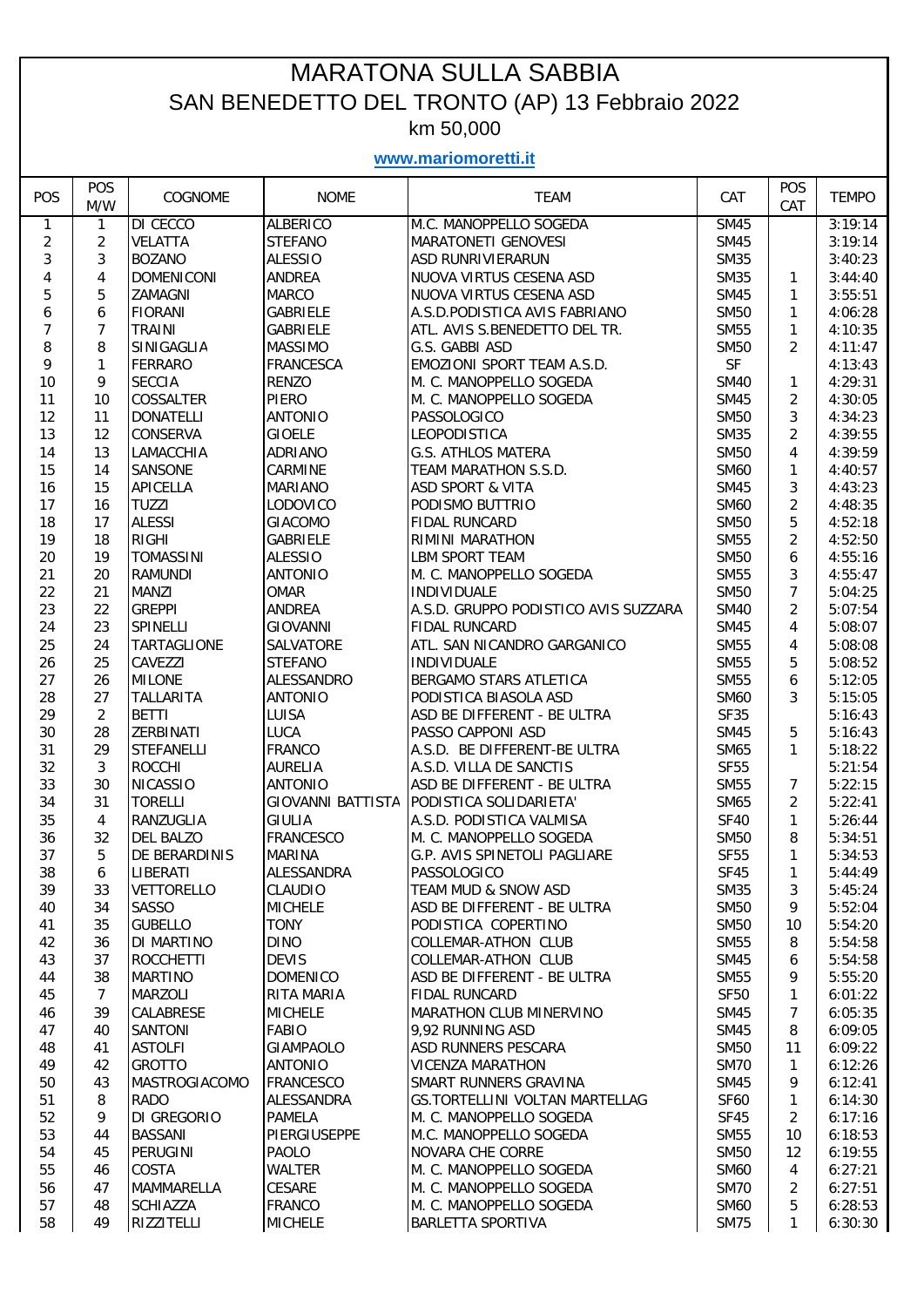# MARATONA SULLA SABBIA

## SAN BENEDETTO DEL TRONTO (AP) 13 Febbraio 2022

km 50,000

**www.mariomoretti.it**

| POS | POS M/W | COGNOME | NOME | TEAM | CAT | POS CAT | TEMPO |
|---|---|---|---|---|---|---|---|
| 1 | 1 | DI CECCO | ALBERICO | M.C. MANOPPELLO SOGEDA | SM45 | | 3:19:14 |
| 2 | 2 | VELATTA | STEFANO | MARATONETI GENOVESI | SM45 | | 3:19:14 |
| 3 | 3 | BOZANO | ALESSIO | ASD RUNRIVIERARUN | SM35 | | 3:40:23 |
| 4 | 4 | DOMENICONI | ANDREA | NUOVA VIRTUS CESENA ASD | SM35 | 1 | 3:44:40 |
| 5 | 5 | ZAMAGNI | MARCO | NUOVA VIRTUS CESENA ASD | SM45 | 1 | 3:55:51 |
| 6 | 6 | FIORANI | GABRIELE | A.S.D.PODISTICA AVIS FABRIANO | SM50 | 1 | 4:06:28 |
| 7 | 7 | TRAINI | GABRIELE | ATL. AVIS S.BENEDETTO DEL TR. | SM55 | 1 | 4:10:35 |
| 8 | 8 | SINIGAGLIA | MASSIMO | G.S. GABBI ASD | SM50 | 2 | 4:11:47 |
| 9 | 1 | FERRARO | FRANCESCA | EMOZIONI SPORT TEAM A.S.D. | SF | | 4:13:43 |
| 10 | 9 | SECCIA | RENZO | M. C. MANOPPELLO SOGEDA | SM40 | 1 | 4:29:31 |
| 11 | 10 | COSSALTER | PIERO | M. C. MANOPPELLO SOGEDA | SM45 | 2 | 4:30:05 |
| 12 | 11 | DONATELLI | ANTONIO | PASSOLOGICO | SM50 | 3 | 4:34:23 |
| 13 | 12 | CONSERVA | GIOELE | LEOPODISTICA | SM35 | 2 | 4:39:55 |
| 14 | 13 | LAMACCHIA | ADRIANO | G.S. ATHLOS MATERA | SM50 | 4 | 4:39:59 |
| 15 | 14 | SANSONE | CARMINE | TEAM MARATHON S.S.D. | SM60 | 1 | 4:40:57 |
| 16 | 15 | APICELLA | MARIANO | ASD SPORT & VITA | SM45 | 3 | 4:43:23 |
| 17 | 16 | TUZZI | LODOVICO | PODISMO BUTTRIO | SM60 | 2 | 4:48:35 |
| 18 | 17 | ALESSI | GIACOMO | FIDAL RUNCARD | SM50 | 5 | 4:52:18 |
| 19 | 18 | RIGHI | GABRIELE | RIMINI MARATHON | SM55 | 2 | 4:52:50 |
| 20 | 19 | TOMASSINI | ALESSIO | LBM SPORT TEAM | SM50 | 6 | 4:55:16 |
| 21 | 20 | RAMUNDI | ANTONIO | M. C. MANOPPELLO SOGEDA | SM55 | 3 | 4:55:47 |
| 22 | 21 | MANZI | OMAR | INDIVIDUALE | SM50 | 7 | 5:04:25 |
| 23 | 22 | GREPPI | ANDREA | A.S.D. GRUPPO PODISTICO AVIS SUZZARA | SM40 | 2 | 5:07:54 |
| 24 | 23 | SPINELLI | GIOVANNI | FIDAL RUNCARD | SM45 | 4 | 5:08:07 |
| 25 | 24 | TARTAGLIONE | SALVATORE | ATL. SAN NICANDRO GARGANICO | SM55 | 4 | 5:08:08 |
| 26 | 25 | CAVEZZI | STEFANO | INDIVIDUALE | SM55 | 5 | 5:08:52 |
| 27 | 26 | MILONE | ALESSANDRO | BERGAMO STARS ATLETICA | SM55 | 6 | 5:12:05 |
| 28 | 27 | TALLARITA | ANTONIO | PODISTICA BIASOLA ASD | SM60 | 3 | 5:15:05 |
| 29 | 2 | BETTI | LUISA | ASD BE DIFFERENT - BE ULTRA | SF35 | | 5:16:43 |
| 30 | 28 | ZERBINATI | LUCA | PASSO CAPPONI ASD | SM45 | 5 | 5:16:43 |
| 31 | 29 | STEFANELLI | FRANCO | A.S.D. BE DIFFERENT-BE ULTRA | SM65 | 1 | 5:18:22 |
| 32 | 3 | ROCCHI | AURELIA | A.S.D. VILLA DE SANCTIS | SF55 | | 5:21:54 |
| 33 | 30 | NICASSIO | ANTONIO | ASD BE DIFFERENT - BE ULTRA | SM55 | 7 | 5:22:15 |
| 34 | 31 | TORELLI | GIOVANNI BATTISTA | PODISTICA SOLIDARIETA' | SM65 | 2 | 5:22:41 |
| 35 | 4 | RANZUGLIA | GIULIA | A.S.D. PODISTICA VALMISA | SF40 | 1 | 5:26:44 |
| 36 | 32 | DEL BALZO | FRANCESCO | M. C. MANOPPELLO SOGEDA | SM50 | 8 | 5:34:51 |
| 37 | 5 | DE BERARDINIS | MARINA | G.P. AVIS SPINETOLI PAGLIARE | SF55 | 1 | 5:34:53 |
| 38 | 6 | LIBERATI | ALESSANDRA | PASSOLOGICO | SF45 | 1 | 5:44:49 |
| 39 | 33 | VETTORELLO | CLAUDIO | TEAM MUD & SNOW ASD | SM35 | 3 | 5:45:24 |
| 40 | 34 | SASSO | MICHELE | ASD BE DIFFERENT - BE ULTRA | SM50 | 9 | 5:52:04 |
| 41 | 35 | GUBELLO | TONY | PODISTICA COPERTINO | SM50 | 10 | 5:54:20 |
| 42 | 36 | DI MARTINO | DINO | COLLEMAR-ATHON CLUB | SM55 | 8 | 5:54:58 |
| 43 | 37 | ROCCHETTI | DEVIS | COLLEMAR-ATHON CLUB | SM45 | 6 | 5:54:58 |
| 44 | 38 | MARTINO | DOMENICO | ASD BE DIFFERENT - BE ULTRA | SM55 | 9 | 5:55:20 |
| 45 | 7 | MARZOLI | RITA MARIA | FIDAL RUNCARD | SF50 | 1 | 6:01:22 |
| 46 | 39 | CALABRESE | MICHELE | MARATHON CLUB MINERVINO | SM45 | 7 | 6:05:35 |
| 47 | 40 | SANTONI | FABIO | 9,92 RUNNING ASD | SM45 | 8 | 6:09:05 |
| 48 | 41 | ASTOLFI | GIAMPAOLO | ASD RUNNERS PESCARA | SM50 | 11 | 6:09:22 |
| 49 | 42 | GROTTO | ANTONIO | VICENZA MARATHON | SM70 | 1 | 6:12:26 |
| 50 | 43 | MASTROGIACOMO | FRANCESCO | SMART RUNNERS GRAVINA | SM45 | 9 | 6:12:41 |
| 51 | 8 | RADO | ALESSANDRA | GS.TORTELLINI VOLTAN MARTELLAG | SF60 | 1 | 6:14:30 |
| 52 | 9 | DI GREGORIO | PAMELA | M. C. MANOPPELLO SOGEDA | SF45 | 2 | 6:17:16 |
| 53 | 44 | BASSANI | PIERGIUSEPPE | M.C. MANOPPELLO SOGEDA | SM55 | 10 | 6:18:53 |
| 54 | 45 | PERUGINI | PAOLO | NOVARA CHE CORRE | SM50 | 12 | 6:19:55 |
| 55 | 46 | COSTA | WALTER | M. C. MANOPPELLO SOGEDA | SM60 | 4 | 6:27:21 |
| 56 | 47 | MAMMARELLA | CESARE | M. C. MANOPPELLO SOGEDA | SM70 | 2 | 6:27:51 |
| 57 | 48 | SCHIAZZA | FRANCO | M. C. MANOPPELLO SOGEDA | SM60 | 5 | 6:28:53 |
| 58 | 49 | RIZZITELLI | MICHELE | BARLETTA SPORTIVA | SM75 | 1 | 6:30:30 |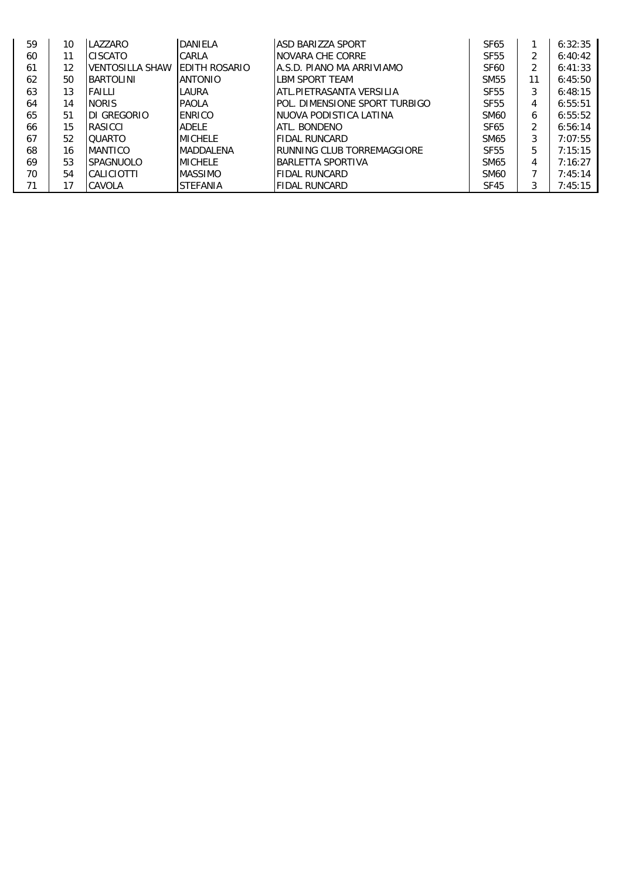| | | | | | | | |
|---|---|---|---|---|---|---|---|
| 59 | 10 | LAZZARO | DANIELA | ASD BARIZZA SPORT | SF65 | 1 | 6:32:35 |
| 60 | 11 | CISCATO | CARLA | NOVARA CHE CORRE | SF55 | 2 | 6:40:42 |
| 61 | 12 | VENTOSILLA SHAW | EDITH ROSARIO | A.S.D. PIANO MA ARRIVIAMO | SF60 | 2 | 6:41:33 |
| 62 | 50 | BARTOLINI | ANTONIO | LBM SPORT TEAM | SM55 | 11 | 6:45:50 |
| 63 | 13 | FAILLI | LAURA | ATL.PIETRASANTA VERSILIA | SF55 | 3 | 6:48:15 |
| 64 | 14 | NORIS | PAOLA | POL. DIMENSIONE SPORT TURBIGO | SF55 | 4 | 6:55:51 |
| 65 | 51 | DI GREGORIO | ENRICO | NUOVA PODISTICA LATINA | SM60 | 6 | 6:55:52 |
| 66 | 15 | RASICCI | ADELE | ATL. BONDENO | SF65 | 2 | 6:56:14 |
| 67 | 52 | QUARTO | MICHELE | FIDAL RUNCARD | SM65 | 3 | 7:07:55 |
| 68 | 16 | MANTICO | MADDALENA | RUNNING CLUB TORREMAGGIORE | SF55 | 5 | 7:15:15 |
| 69 | 53 | SPAGNUOLO | MICHELE | BARLETTA SPORTIVA | SM65 | 4 | 7:16:27 |
| 70 | 54 | CALICIOTTI | MASSIMO | FIDAL RUNCARD | SM60 | 7 | 7:45:14 |
| 71 | 17 | CAVOLA | STEFANIA | FIDAL RUNCARD | SF45 | 3 | 7:45:15 |